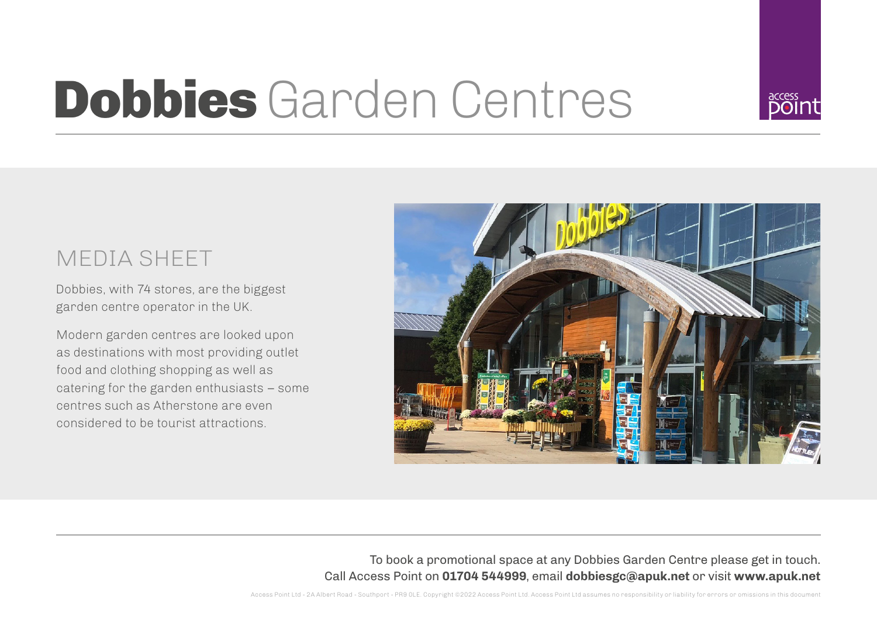# **Dobbies** Garden Centres

## MEDIA SHEET

Dobbies, with 74 stores, are the biggest garden centre operator in the UK.

Modern garden centres are looked upon as destinations with most providing outlet food and clothing shopping as well as catering for the garden enthusiasts – some centres such as Atherstone are even considered to be tourist attractions.

To book a promotional space at any Dobbies Garden Centre please get in touch.
Call Access Point on **01704 544999**, email **dobbiesgc@apuk.net** or visit **www.apuk.net**

Access Point Ltd - 2A Albert Road - Southport - PR9 0LE. Copyright ©2022 Access Point Ltd. Access Point Ltd assumes no responsibility or liability for errors or omissions in this document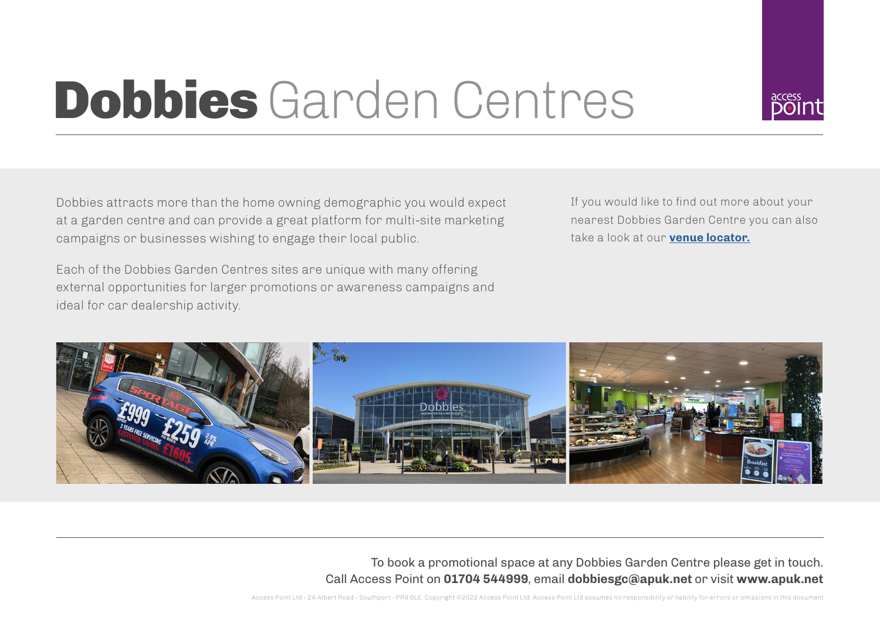# **Dobbies** Garden Centres

Dobbies attracts more than the home owning demographic you would expect at a garden centre and can provide a great platform for multi-site marketing campaigns or businesses wishing to engage their local public.

Each of the Dobbies Garden Centres sites are unique with many offering external opportunities for larger promotions or awareness campaigns and ideal for car dealership activity.

If you would like to find out more about your nearest Dobbies Garden Centre you can also take a look at our **venue locator.**

To book a promotional space at any Dobbies Garden Centre please get in touch.
Call Access Point on **01704 544999**, email **dobbiesgc@apuk.net** or visit **www.apuk.net**

Access Point Ltd - 2A Albert Road - Southport - PR9 0LE. Copyright ©2022 Access Point Ltd. Access Point Ltd assumes no responsibility or liability for errors or omissions in this document